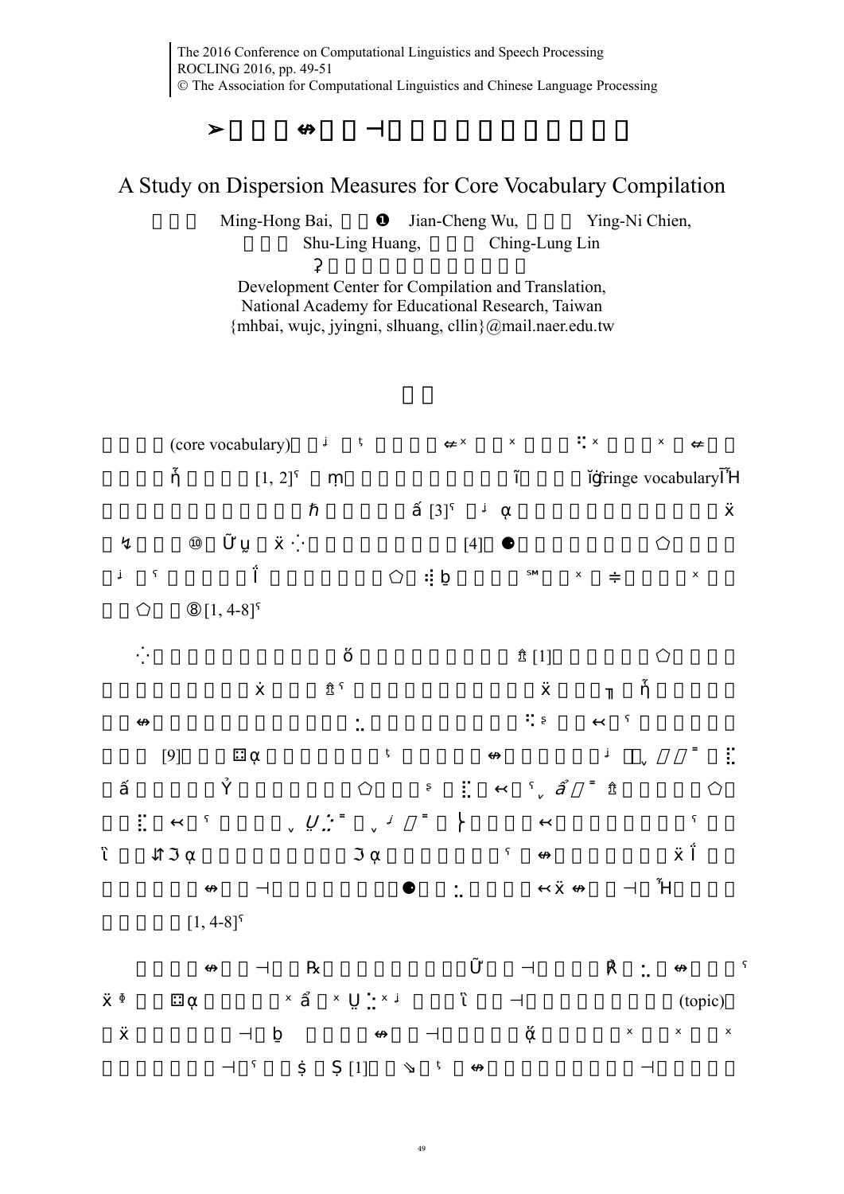The 2016 Conference on Computational Linguistics and Speech Processing
ROCLING 2016, pp. 49-51
© The Association for Computational Linguistics and Chinese Language Processing

# A Study on Dispersion Measures for Core Vocabulary Compilation

Ming-Hong Bai, Jian-Cheng Wu, Ying-Ni Chien, Shu-Ling Huang, Ching-Lung Lin

Development Center for Compilation and Translation,
National Academy for Educational Research, Taiwan
{mhbai, wujc, jyingni, slhuang, cllin}@mail.naer.edu.tw

(core vocabulary) [1, 2] fringe vocabulary [3] [4] [1, 4-8]

[1] [9] [1, 4-8]

(topic) [1]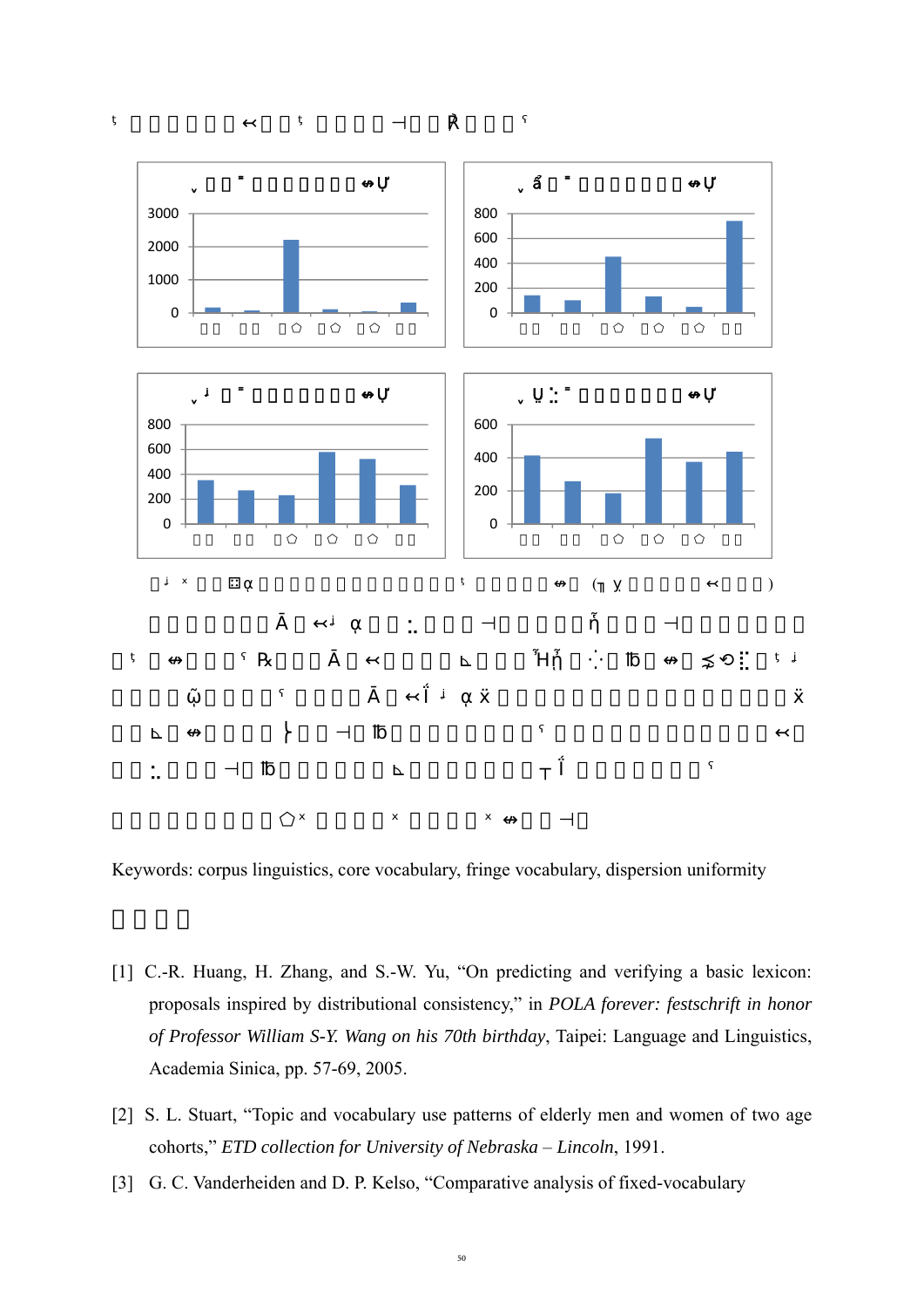Keywords: corpus linguistics, core vocabulary, fringe vocabulary, dispersion uniformity

[1] C.-R. Huang, H. Zhang, and S.-W. Yu, "On predicting and verifying a basic lexicon: proposals inspired by distributional consistency," in *POLA forever: festschrift in honor of Professor William S-Y. Wang on his 70th birthday*, Taipei: Language and Linguistics, Academia Sinica, pp. 57-69, 2005.

[2] S. L. Stuart, "Topic and vocabulary use patterns of elderly men and women of two age cohorts," *ETD collection for University of Nebraska – Lincoln*, 1991.

[3] G. C. Vanderheiden and D. P. Kelso, "Comparative analysis of fixed-vocabulary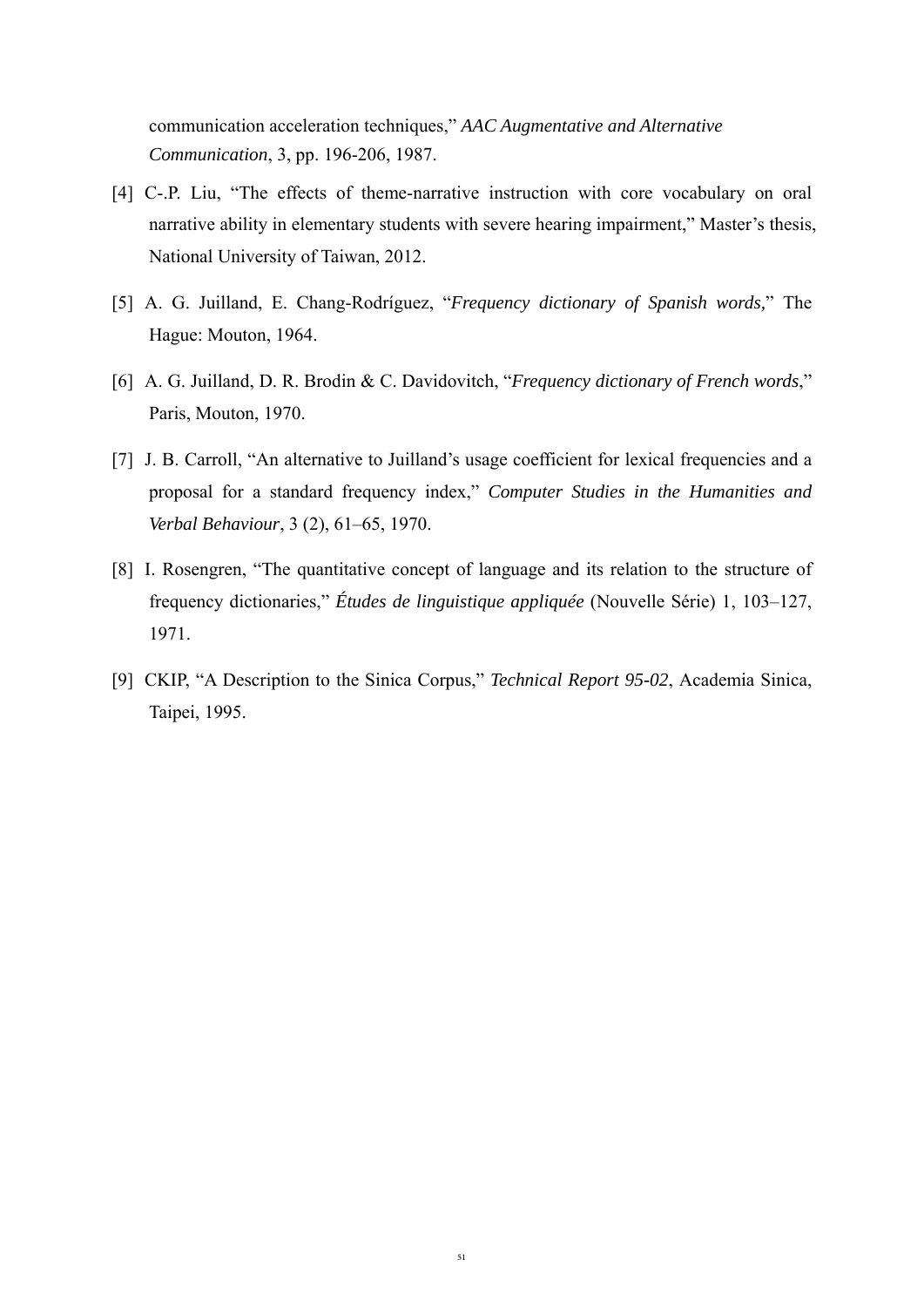communication acceleration techniques," *AAC Augmentative and Alternative Communication*, 3, pp. 196-206, 1987.

[4] C-.P. Liu, "The effects of theme-narrative instruction with core vocabulary on oral narrative ability in elementary students with severe hearing impairment," Master's thesis, National University of Taiwan, 2012.

[5] A. G. Juilland, E. Chang-Rodríguez, "*Frequency dictionary of Spanish words,*" The Hague: Mouton, 1964.

[6] A. G. Juilland, D. R. Brodin & C. Davidovitch, "*Frequency dictionary of French words*," Paris, Mouton, 1970.

[7] J. B. Carroll, "An alternative to Juilland's usage coefficient for lexical frequencies and a proposal for a standard frequency index," *Computer Studies in the Humanities and Verbal Behaviour*, 3 (2), 61–65, 1970.

[8] I. Rosengren, "The quantitative concept of language and its relation to the structure of frequency dictionaries," *Études de linguistique appliquée* (Nouvelle Série) 1, 103–127, 1971.

[9] CKIP, "A Description to the Sinica Corpus," *Technical Report 95-02*, Academia Sinica, Taipei, 1995.